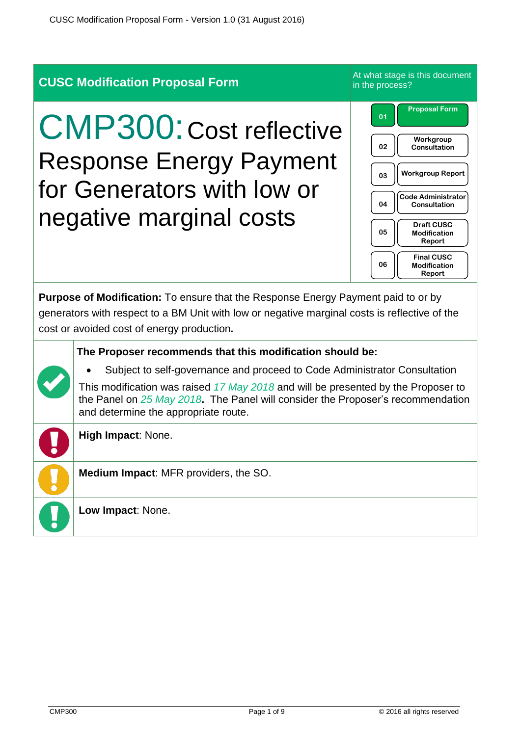**CUSC Modification Proposal Form**

At what stage is this document in the process?

# CMP300: Cost reflective Response Energy Payment for Generators with low or negative marginal costs

| | |
|---|---|
| 01 | Proposal Form |
| 02 | Workgroup Consultation |
| 03 | Workgroup Report |
| 04 | Code Administrator Consultation |
| 05 | Draft CUSC Modification Report |
| 06 | Final CUSC Modification Report |

**Purpose of Modification:** To ensure that the Response Energy Payment paid to or by generators with respect to a BM Unit with low or negative marginal costs is reflective of the cost or avoided cost of energy production*.*

**The Proposer recommends that this modification should be:**

- Subject to self-governance and proceed to Code Administrator Consultation

This modification was raised *17 May 2018* and will be presented by the Proposer to the Panel on *25 May 2018*. The Panel will consider the Proposer's recommendation and determine the appropriate route.

**High Impact**: None.

**Medium Impact**: MFR providers, the SO.

**Low Impact**: None.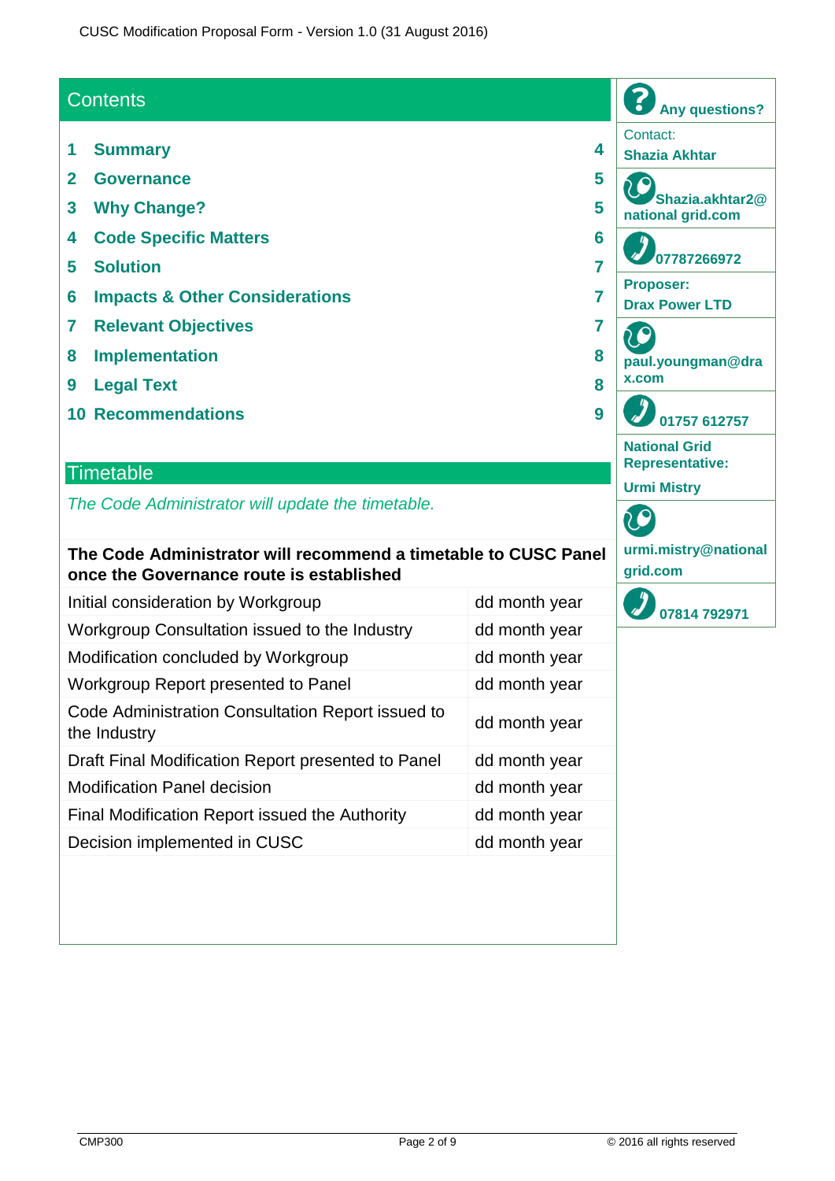## Contents

| | | |
|---|---|---|
| 1 | Summary | 4 |
| 2 | Governance | 5 |
| 3 | Why Change? | 5 |
| 4 | Code Specific Matters | 6 |
| 5 | Solution | 7 |
| 6 | Impacts & Other Considerations | 7 |
| 7 | Relevant Objectives | 7 |
| 8 | Implementation | 8 |
| 9 | Legal Text | 8 |
| 10 | Recommendations | 9 |

## Timetable

*The Code Administrator will update the timetable.*

| **The Code Administrator will recommend a timetable to CUSC Panel once the Governance route is established** | |
|---|---|
| Initial consideration by Workgroup | dd month year |
| Workgroup Consultation issued to the Industry | dd month year |
| Modification concluded by Workgroup | dd month year |
| Workgroup Report presented to Panel | dd month year |
| Code Administration Consultation Report issued to the Industry | dd month year |
| Draft Final Modification Report presented to Panel | dd month year |
| Modification Panel decision | dd month year |
| Final Modification Report issued the Authority | dd month year |
| Decision implemented in CUSC | dd month year |

**Any questions?**

Contact:
**Shazia Akhtar**

**Shazia.akhtar2@national grid.com**

**07787266972**

**Proposer:**
**Drax Power LTD**

**paul.youngman@drax.com**

**01757 612757**

**National Grid Representative:**

**Urmi Mistry**

**urmi.mistry@nationalgrid.com**

**07814 792971**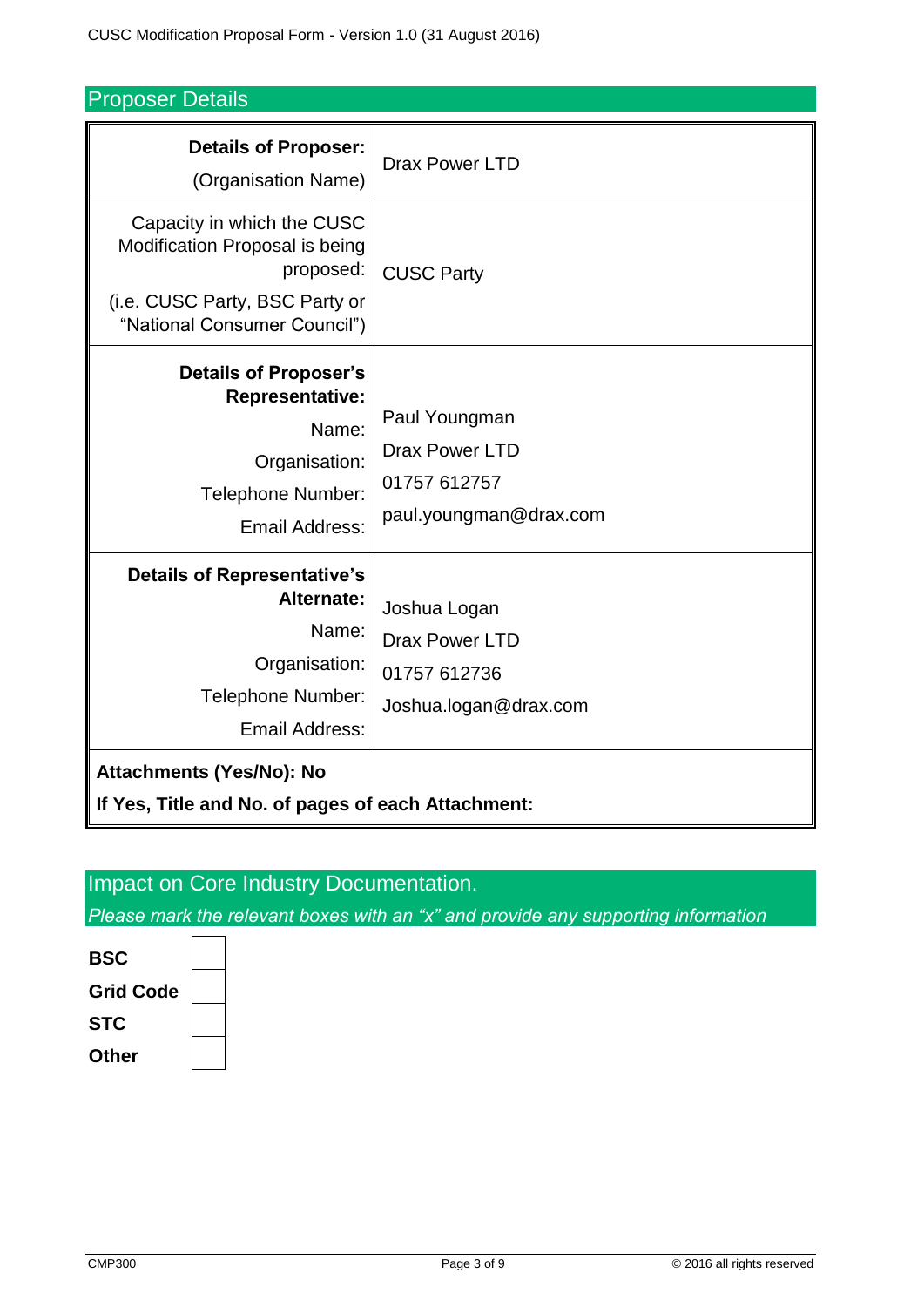## Proposer Details

| | |
|---|---|
| **Details of Proposer:** (Organisation Name) | Drax Power LTD |
| Capacity in which the CUSC Modification Proposal is being proposed: (i.e. CUSC Party, BSC Party or "National Consumer Council") | CUSC Party |
| **Details of Proposer's Representative:** Name: Organisation: Telephone Number: Email Address: | Paul Youngman Drax Power LTD 01757 612757 paul.youngman@drax.com |
| **Details of Representative's Alternate:** Name: Organisation: Telephone Number: Email Address: | Joshua Logan Drax Power LTD 01757 612736 Joshua.logan@drax.com |
| **Attachments (Yes/No): No** **If Yes, Title and No. of pages of each Attachment:** | |

## Impact on Core Industry Documentation.

*Please mark the relevant boxes with an "x" and provide any supporting information*

| | |
|---|---|
| **BSC** | |
| **Grid Code** | |
| **STC** | |
| **Other** | |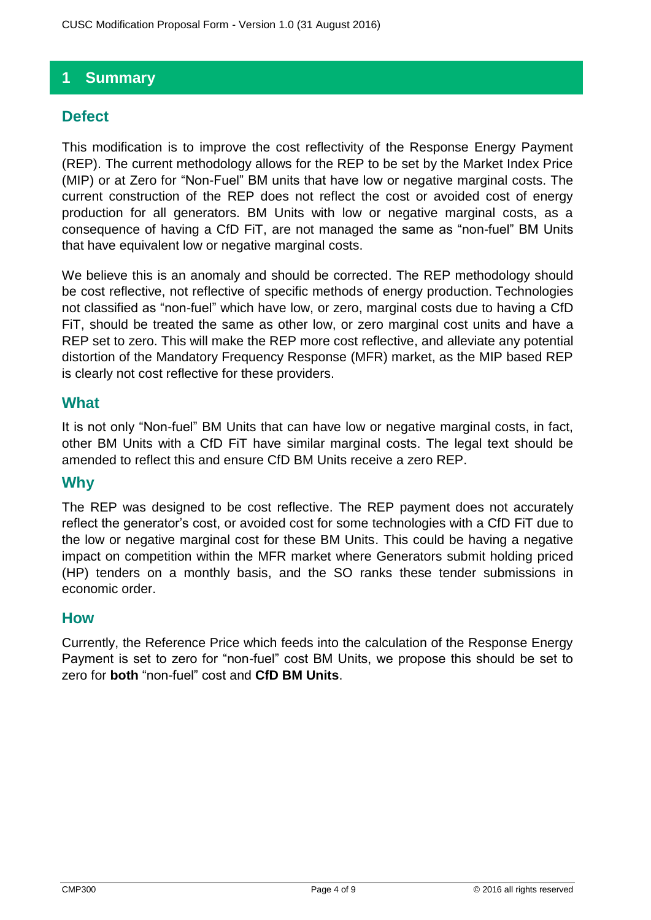# 1 Summary

## Defect

This modification is to improve the cost reflectivity of the Response Energy Payment (REP). The current methodology allows for the REP to be set by the Market Index Price (MIP) or at Zero for "Non-Fuel" BM units that have low or negative marginal costs. The current construction of the REP does not reflect the cost or avoided cost of energy production for all generators. BM Units with low or negative marginal costs, as a consequence of having a CfD FiT, are not managed the same as "non-fuel" BM Units that have equivalent low or negative marginal costs.

We believe this is an anomaly and should be corrected. The REP methodology should be cost reflective, not reflective of specific methods of energy production. Technologies not classified as "non-fuel" which have low, or zero, marginal costs due to having a CfD FiT, should be treated the same as other low, or zero marginal cost units and have a REP set to zero. This will make the REP more cost reflective, and alleviate any potential distortion of the Mandatory Frequency Response (MFR) market, as the MIP based REP is clearly not cost reflective for these providers.

## What

It is not only "Non-fuel" BM Units that can have low or negative marginal costs, in fact, other BM Units with a CfD FiT have similar marginal costs. The legal text should be amended to reflect this and ensure CfD BM Units receive a zero REP.

## Why

The REP was designed to be cost reflective. The REP payment does not accurately reflect the generator's cost, or avoided cost for some technologies with a CfD FiT due to the low or negative marginal cost for these BM Units. This could be having a negative impact on competition within the MFR market where Generators submit holding priced (HP) tenders on a monthly basis, and the SO ranks these tender submissions in economic order.

## How

Currently, the Reference Price which feeds into the calculation of the Response Energy Payment is set to zero for "non-fuel" cost BM Units, we propose this should be set to zero for **both** "non-fuel" cost and **CfD BM Units**.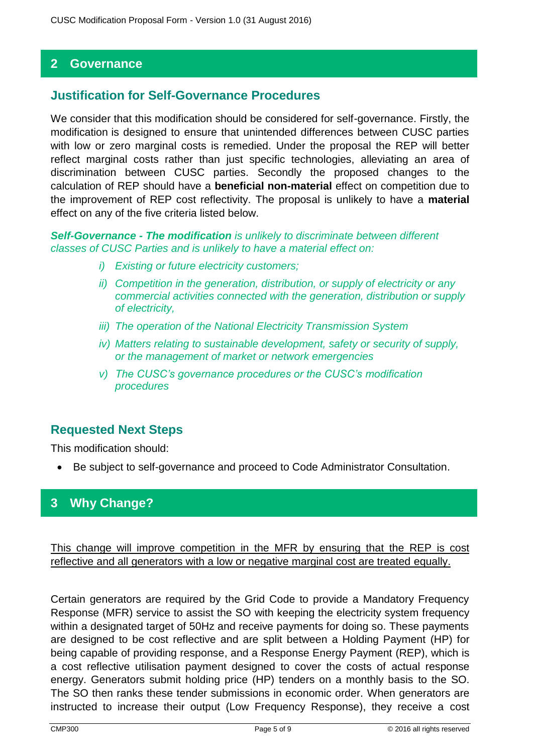## 2 Governance

### Justification for Self-Governance Procedures

We consider that this modification should be considered for self-governance. Firstly, the modification is designed to ensure that unintended differences between CUSC parties with low or zero marginal costs is remedied. Under the proposal the REP will better reflect marginal costs rather than just specific technologies, alleviating an area of discrimination between CUSC parties. Secondly the proposed changes to the calculation of REP should have a **beneficial non-material** effect on competition due to the improvement of REP cost reflectivity. The proposal is unlikely to have a **material** effect on any of the five criteria listed below.

***Self-Governance - The modification*** *is unlikely to discriminate between different classes of CUSC Parties and is unlikely to have a material effect on:*

- *i) Existing or future electricity customers;*
- *ii) Competition in the generation, distribution, or supply of electricity or any commercial activities connected with the generation, distribution or supply of electricity,*
- *iii) The operation of the National Electricity Transmission System*
- *iv) Matters relating to sustainable development, safety or security of supply, or the management of market or network emergencies*
- *v) The CUSC's governance procedures or the CUSC's modification procedures*

### Requested Next Steps

This modification should:

- Be subject to self-governance and proceed to Code Administrator Consultation.

## 3 Why Change?

<u>This change will improve competition in the MFR by ensuring that the REP is cost reflective and all generators with a low or negative marginal cost are treated equally.</u>

Certain generators are required by the Grid Code to provide a Mandatory Frequency Response (MFR) service to assist the SO with keeping the electricity system frequency within a designated target of 50Hz and receive payments for doing so. These payments are designed to be cost reflective and are split between a Holding Payment (HP) for being capable of providing response, and a Response Energy Payment (REP), which is a cost reflective utilisation payment designed to cover the costs of actual response energy. Generators submit holding price (HP) tenders on a monthly basis to the SO. The SO then ranks these tender submissions in economic order. When generators are instructed to increase their output (Low Frequency Response), they receive a cost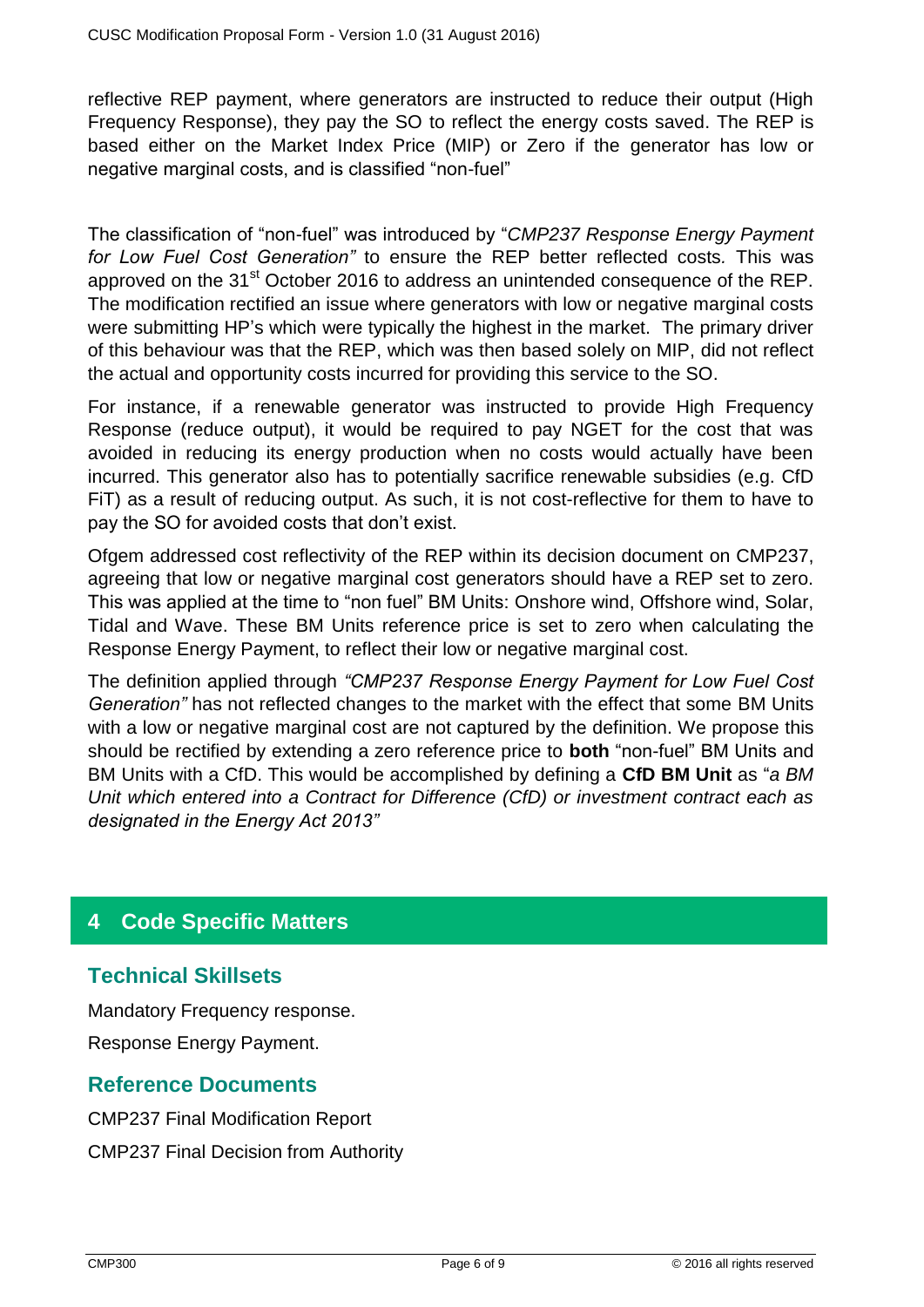reflective REP payment, where generators are instructed to reduce their output (High Frequency Response), they pay the SO to reflect the energy costs saved. The REP is based either on the Market Index Price (MIP) or Zero if the generator has low or negative marginal costs, and is classified "non-fuel"

The classification of "non-fuel" was introduced by "*CMP237 Response Energy Payment for Low Fuel Cost Generation"* to ensure the REP better reflected costs. This was approved on the 31st October 2016 to address an unintended consequence of the REP. The modification rectified an issue where generators with low or negative marginal costs were submitting HP's which were typically the highest in the market. The primary driver of this behaviour was that the REP, which was then based solely on MIP, did not reflect the actual and opportunity costs incurred for providing this service to the SO.

For instance, if a renewable generator was instructed to provide High Frequency Response (reduce output), it would be required to pay NGET for the cost that was avoided in reducing its energy production when no costs would actually have been incurred. This generator also has to potentially sacrifice renewable subsidies (e.g. CfD FiT) as a result of reducing output. As such, it is not cost-reflective for them to have to pay the SO for avoided costs that don't exist.

Ofgem addressed cost reflectivity of the REP within its decision document on CMP237, agreeing that low or negative marginal cost generators should have a REP set to zero. This was applied at the time to "non fuel" BM Units: Onshore wind, Offshore wind, Solar, Tidal and Wave. These BM Units reference price is set to zero when calculating the Response Energy Payment, to reflect their low or negative marginal cost.

The definition applied through *"CMP237 Response Energy Payment for Low Fuel Cost Generation"* has not reflected changes to the market with the effect that some BM Units with a low or negative marginal cost are not captured by the definition. We propose this should be rectified by extending a zero reference price to **both** "non-fuel" BM Units and BM Units with a CfD. This would be accomplished by defining a **CfD BM Unit** as "*a BM Unit which entered into a Contract for Difference (CfD) or investment contract each as designated in the Energy Act 2013"*

## 4 Code Specific Matters

### Technical Skillsets

Mandatory Frequency response.

Response Energy Payment.

### Reference Documents

CMP237 Final Modification Report

CMP237 Final Decision from Authority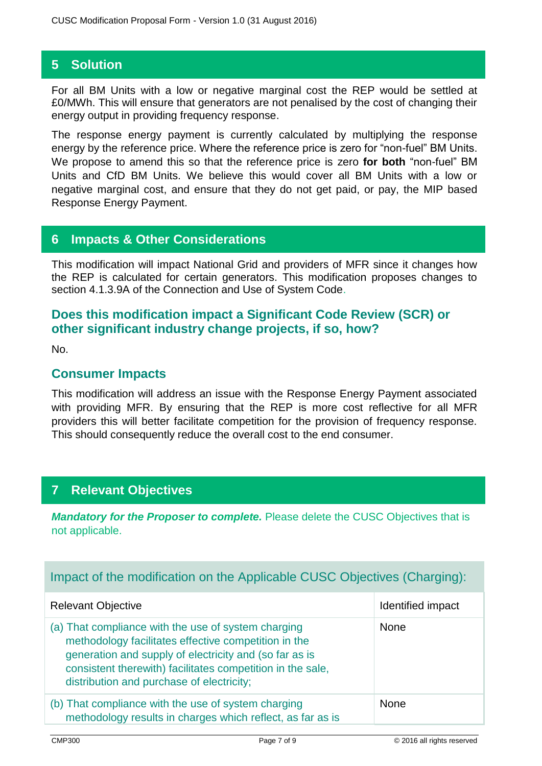## 5 Solution

For all BM Units with a low or negative marginal cost the REP would be settled at £0/MWh. This will ensure that generators are not penalised by the cost of changing their energy output in providing frequency response.

The response energy payment is currently calculated by multiplying the response energy by the reference price. Where the reference price is zero for "non-fuel" BM Units. We propose to amend this so that the reference price is zero **for both** "non-fuel" BM Units and CfD BM Units. We believe this would cover all BM Units with a low or negative marginal cost, and ensure that they do not get paid, or pay, the MIP based Response Energy Payment.

## 6 Impacts & Other Considerations

This modification will impact National Grid and providers of MFR since it changes how the REP is calculated for certain generators. This modification proposes changes to section 4.1.3.9A of the Connection and Use of System Code.

### Does this modification impact a Significant Code Review (SCR) or other significant industry change projects, if so, how?

No.

### Consumer Impacts

This modification will address an issue with the Response Energy Payment associated with providing MFR. By ensuring that the REP is more cost reflective for all MFR providers this will better facilitate competition for the provision of frequency response. This should consequently reduce the overall cost to the end consumer.

## 7 Relevant Objectives

***Mandatory for the Proposer to complete.*** Please delete the CUSC Objectives that is not applicable.

| Impact of the modification on the Applicable CUSC Objectives (Charging): | |
|---|---|
| Relevant Objective | Identified impact |
| (a) That compliance with the use of system charging methodology facilitates effective competition in the generation and supply of electricity and (so far as is consistent therewith) facilitates competition in the sale, distribution and purchase of electricity; | None |
| (b) That compliance with the use of system charging methodology results in charges which reflect, as far as is | None |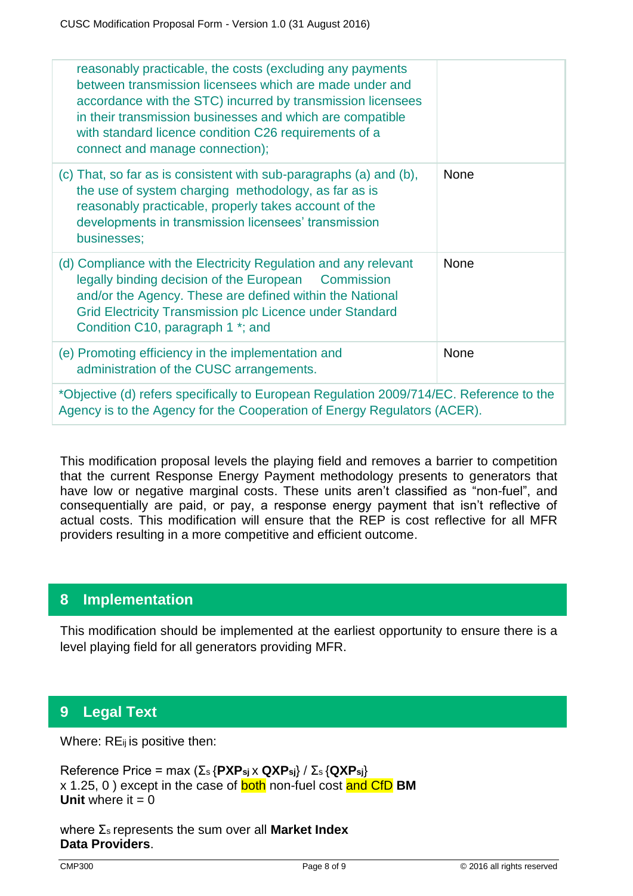| | |
|---|---|
| reasonably practicable, the costs (excluding any payments between transmission licensees which are made under and accordance with the STC) incurred by transmission licensees in their transmission businesses and which are compatible with standard licence condition C26 requirements of a connect and manage connection); | |
| (c) That, so far as is consistent with sub-paragraphs (a) and (b), the use of system charging methodology, as far as is reasonably practicable, properly takes account of the developments in transmission licensees' transmission businesses; | None |
| (d) Compliance with the Electricity Regulation and any relevant legally binding decision of the European Commission and/or the Agency. These are defined within the National Grid Electricity Transmission plc Licence under Standard Condition C10, paragraph 1 *; and | None |
| (e) Promoting efficiency in the implementation and administration of the CUSC arrangements. | None |
| *Objective (d) refers specifically to European Regulation 2009/714/EC. Reference to the Agency is to the Agency for the Cooperation of Energy Regulators (ACER). | |

This modification proposal levels the playing field and removes a barrier to competition that the current Response Energy Payment methodology presents to generators that have low or negative marginal costs. These units aren't classified as "non-fuel", and consequentially are paid, or pay, a response energy payment that isn't reflective of actual costs. This modification will ensure that the REP is cost reflective for all MFR providers resulting in a more competitive and efficient outcome.

## 8 Implementation

This modification should be implemented at the earliest opportunity to ensure there is a level playing field for all generators providing MFR.

## 9 Legal Text

Where: $RE_{ij}$ is positive then:

Reference Price = max ($\Sigma_s$ {$\mathbf{PXP_{sj}}$ x $\mathbf{QXP_{sj}}$} / $\Sigma_s$ {$\mathbf{QXP_{sj}}$} x 1.25, 0 ) except in the case of both non-fuel cost and CfD **BM Unit** where it = 0

where $\Sigma_s$ represents the sum over all **Market Index Data Providers**.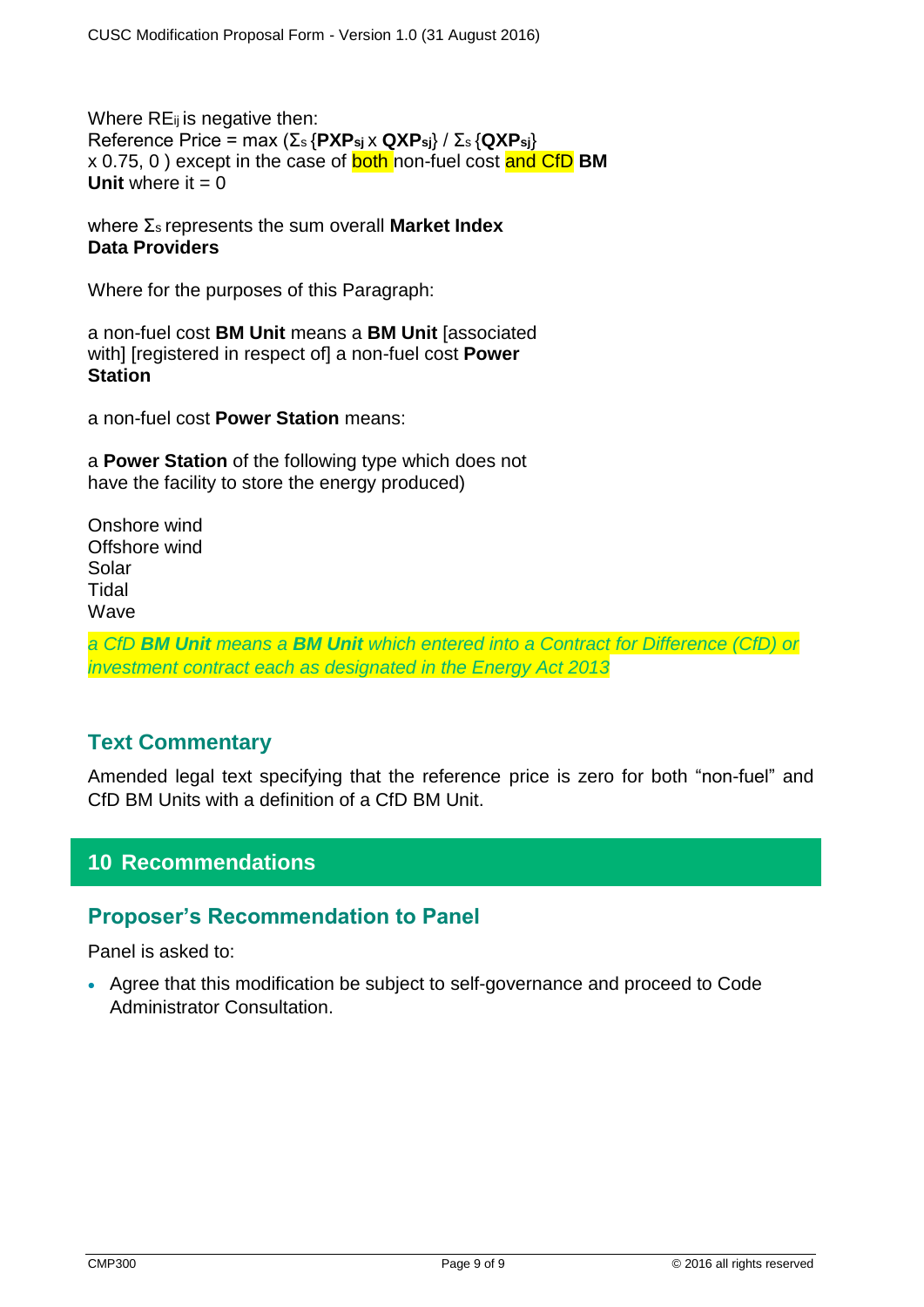Where $RE_{ij}$ is negative then:
Reference Price = max ($\Sigma_s$ {$\mathbf{PXP_{sj}}$ x $\mathbf{QXP_{sj}}$} / $\Sigma_s$ {$\mathbf{QXP_{sj}}$} x 0.75, 0 ) except in the case of both non-fuel cost and CfD **BM Unit** where it = 0

where $\Sigma_s$ represents the sum overall **Market Index Data Providers**

Where for the purposes of this Paragraph:

a non-fuel cost **BM Unit** means a **BM Unit** [associated with] [registered in respect of] a non-fuel cost **Power Station**

a non-fuel cost **Power Station** means:

a **Power Station** of the following type which does not have the facility to store the energy produced)

Onshore wind
Offshore wind
Solar
Tidal
Wave

*a CfD **BM Unit** means a **BM Unit** which entered into a Contract for Difference (CfD) or investment contract each as designated in the Energy Act 2013*

## Text Commentary

Amended legal text specifying that the reference price is zero for both "non-fuel" and CfD BM Units with a definition of a CfD BM Unit.

# 10 Recommendations

## Proposer's Recommendation to Panel

Panel is asked to:

- Agree that this modification be subject to self-governance and proceed to Code Administrator Consultation.